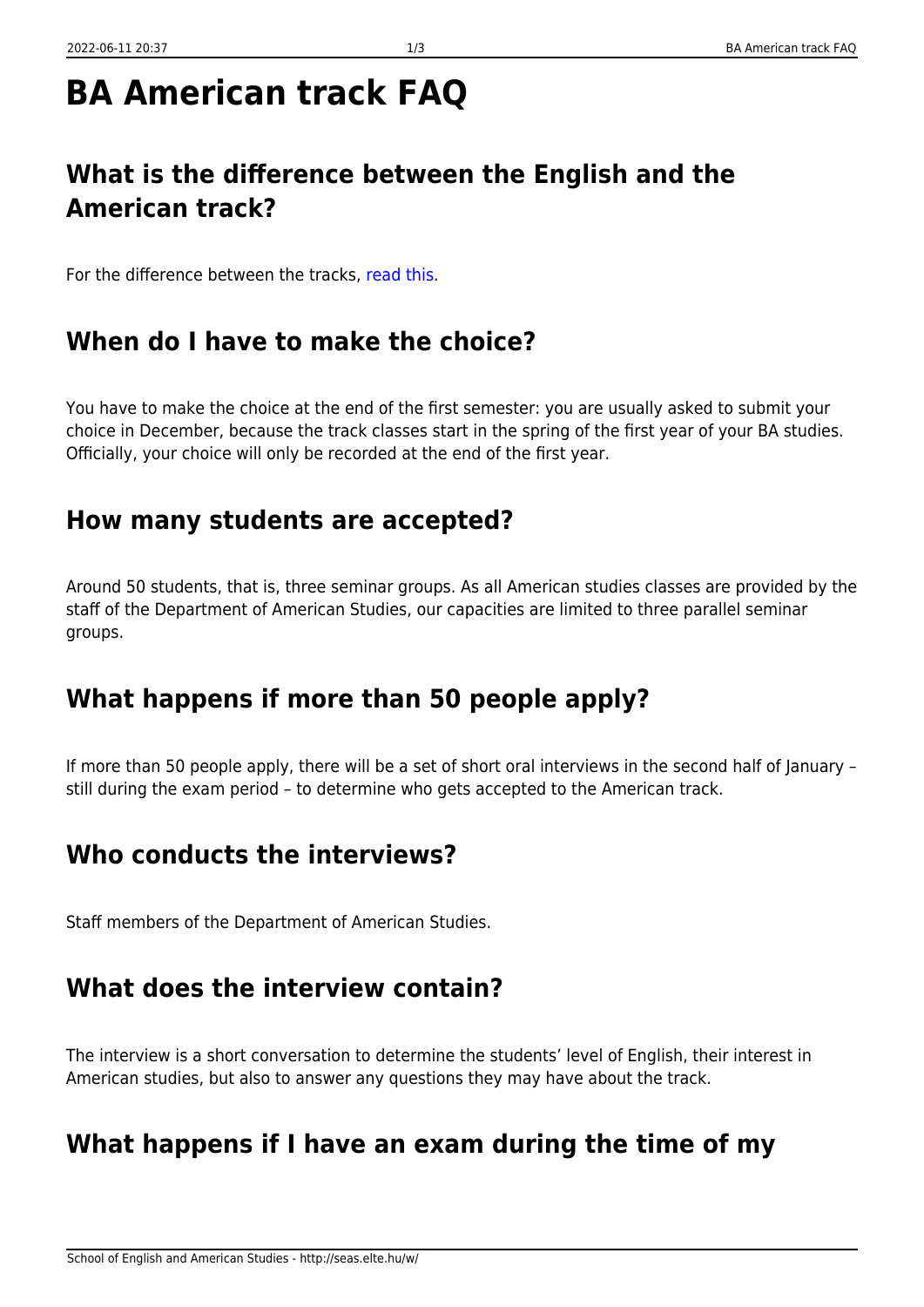# BA American track FAQ

## What is the difference between the English and the American track?

For the difference between the tracks, read this.

## When do I have to make the choice?

You have to make the choice at the end of the first semester: you are usually asked to submit your choice in December, because the track classes start in the spring of the first year of your BA studies. Officially, your choice will only be recorded at the end of the first year.

## How many students are accepted?

Around 50 students, that is, three seminar groups. As all American studies classes are provided by the staff of the Department of American Studies, our capacities are limited to three parallel seminar groups.

## What happens if more than 50 people apply?

If more than 50 people apply, there will be a set of short oral interviews in the second half of January – still during the exam period – to determine who gets accepted to the American track.

## Who conducts the interviews?

Staff members of the Department of American Studies.

## What does the interview contain?

The interview is a short conversation to determine the students' level of English, their interest in American studies, but also to answer any questions they may have about the track.

## What happens if I have an exam during the time of my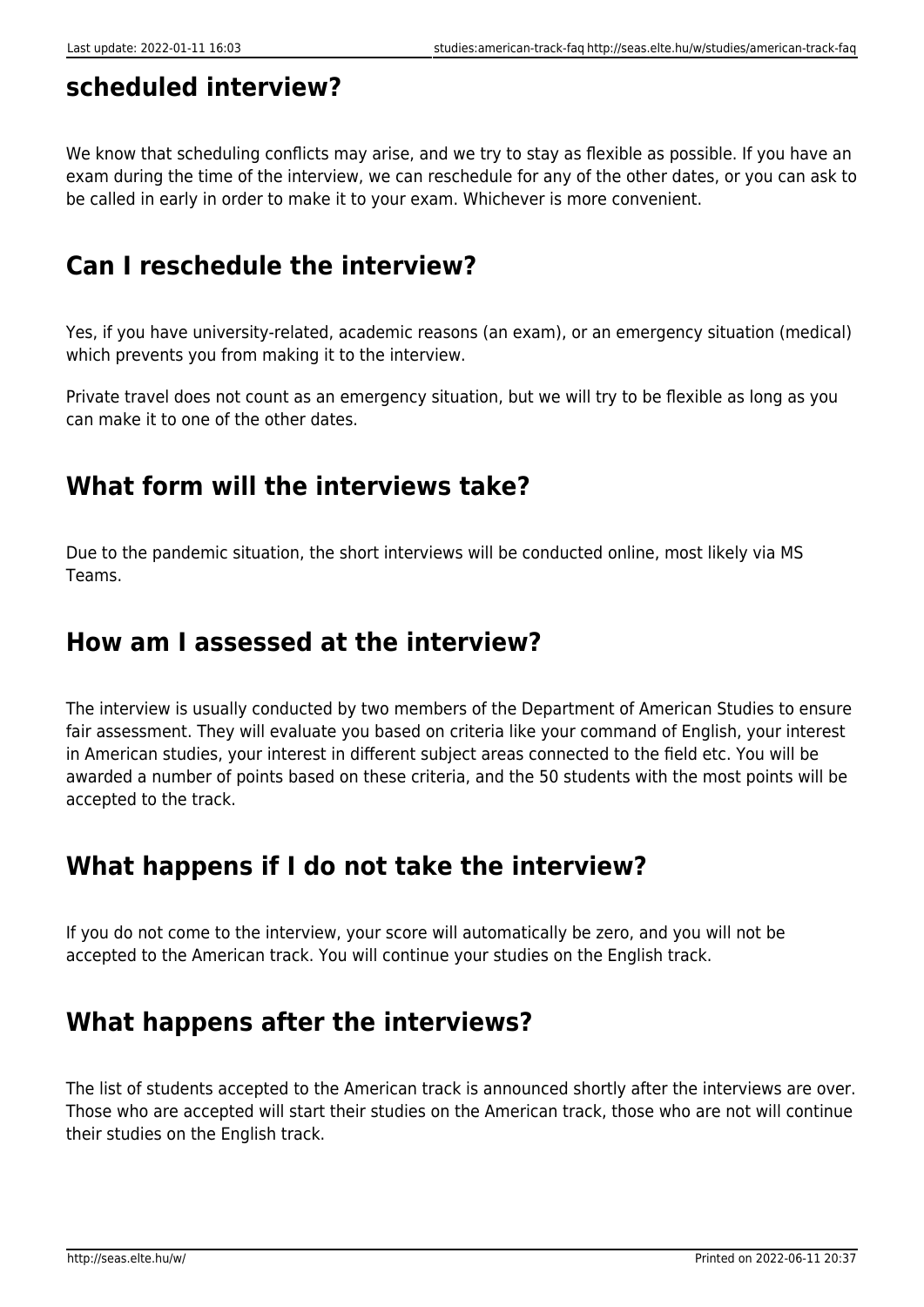## scheduled interview?

We know that scheduling conflicts may arise, and we try to stay as flexible as possible. If you have an exam during the time of the interview, we can reschedule for any of the other dates, or you can ask to be called in early in order to make it to your exam. Whichever is more convenient.

## Can I reschedule the interview?

Yes, if you have university-related, academic reasons (an exam), or an emergency situation (medical) which prevents you from making it to the interview.

Private travel does not count as an emergency situation, but we will try to be flexible as long as you can make it to one of the other dates.

## What form will the interviews take?

Due to the pandemic situation, the short interviews will be conducted online, most likely via MS Teams.

## How am I assessed at the interview?

The interview is usually conducted by two members of the Department of American Studies to ensure fair assessment. They will evaluate you based on criteria like your command of English, your interest in American studies, your interest in different subject areas connected to the field etc. You will be awarded a number of points based on these criteria, and the 50 students with the most points will be accepted to the track.

## What happens if I do not take the interview?

If you do not come to the interview, your score will automatically be zero, and you will not be accepted to the American track. You will continue your studies on the English track.

## What happens after the interviews?

The list of students accepted to the American track is announced shortly after the interviews are over. Those who are accepted will start their studies on the American track, those who are not will continue their studies on the English track.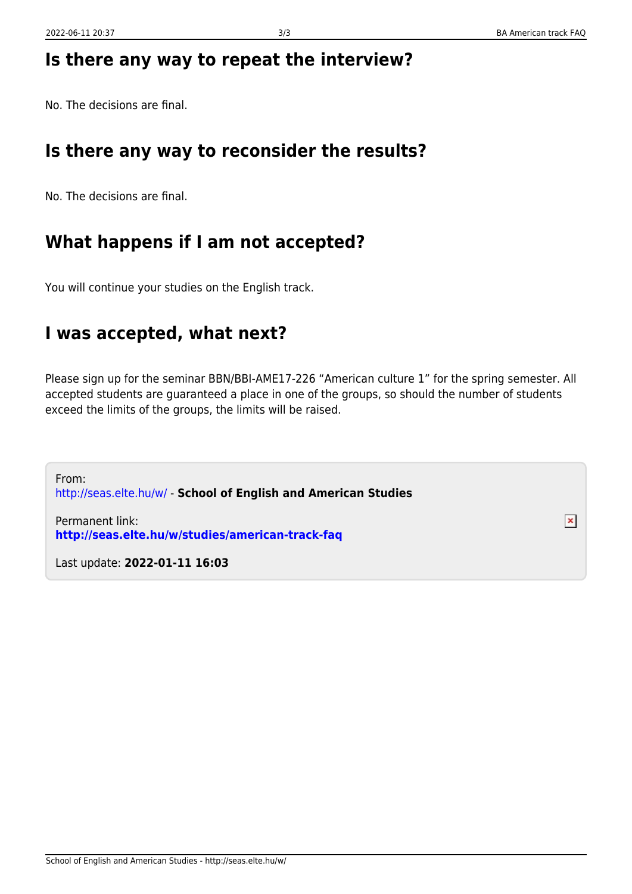## Is there any way to repeat the interview?

No. The decisions are final.

## Is there any way to reconsider the results?

No. The decisions are final.

## What happens if I am not accepted?

You will continue your studies on the English track.

## I was accepted, what next?

Please sign up for the seminar BBN/BBI-AME17-226 “American culture 1” for the spring semester. All accepted students are guaranteed a place in one of the groups, so should the number of students exceed the limits of the groups, the limits will be raised.

From:
http://seas.elte.hu/w/ - **School of English and American Studies**

Permanent link:
**http://seas.elte.hu/w/studies/american-track-faq**

Last update: **2022-01-11 16:03**